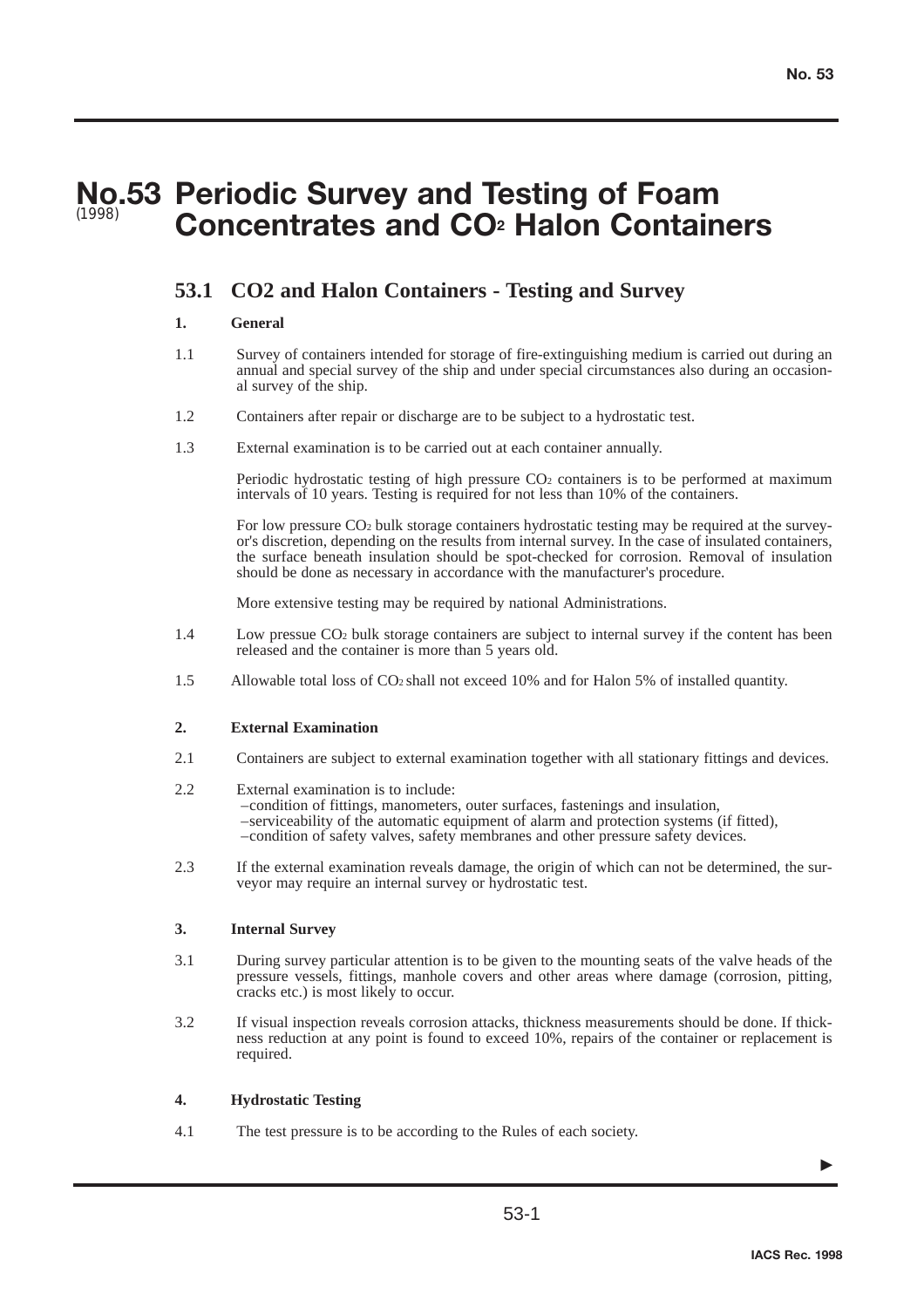# No.53 Periodic Survey and Testing of Foam Concentrates and $CO_2$ Halon Containers

(1998)

## 53.1 CO2 and Halon Containers - Testing and Survey

### 1. General

1.1 Survey of containers intended for storage of fire-extinguishing medium is carried out during an annual and special survey of the ship and under special circumstances also during an occasional survey of the ship.

1.2 Containers after repair or discharge are to be subject to a hydrostatic test.

1.3 External examination is to be carried out at each container annually.

Periodic hydrostatic testing of high pressure $CO_2$ containers is to be performed at maximum intervals of 10 years. Testing is required for not less than 10% of the containers.

For low pressure $CO_2$ bulk storage containers hydrostatic testing may be required at the surveyor's discretion, depending on the results from internal survey. In the case of insulated containers, the surface beneath insulation should be spot-checked for corrosion. Removal of insulation should be done as necessary in accordance with the manufacturer's procedure.

More extensive testing may be required by national Administrations.

1.4 Low pressue $CO_2$ bulk storage containers are subject to internal survey if the content has been released and the container is more than 5 years old.

1.5 Allowable total loss of $CO_2$ shall not exceed 10% and for Halon 5% of installed quantity.

### 2. External Examination

2.1 Containers are subject to external examination together with all stationary fittings and devices.

2.2 External examination is to include:
- condition of fittings, manometers, outer surfaces, fastenings and insulation,
- serviceability of the automatic equipment of alarm and protection systems (if fitted),
- condition of safety valves, safety membranes and other pressure safety devices.

2.3 If the external examination reveals damage, the origin of which can not be determined, the surveyor may require an internal survey or hydrostatic test.

### 3. Internal Survey

3.1 During survey particular attention is to be given to the mounting seats of the valve heads of the pressure vessels, fittings, manhole covers and other areas where damage (corrosion, pitting, cracks etc.) is most likely to occur.

3.2 If visual inspection reveals corrosion attacks, thickness measurements should be done. If thickness reduction at any point is found to exceed 10%, repairs of the container or replacement is required.

### 4. Hydrostatic Testing

4.1 The test pressure is to be according to the Rules of each society.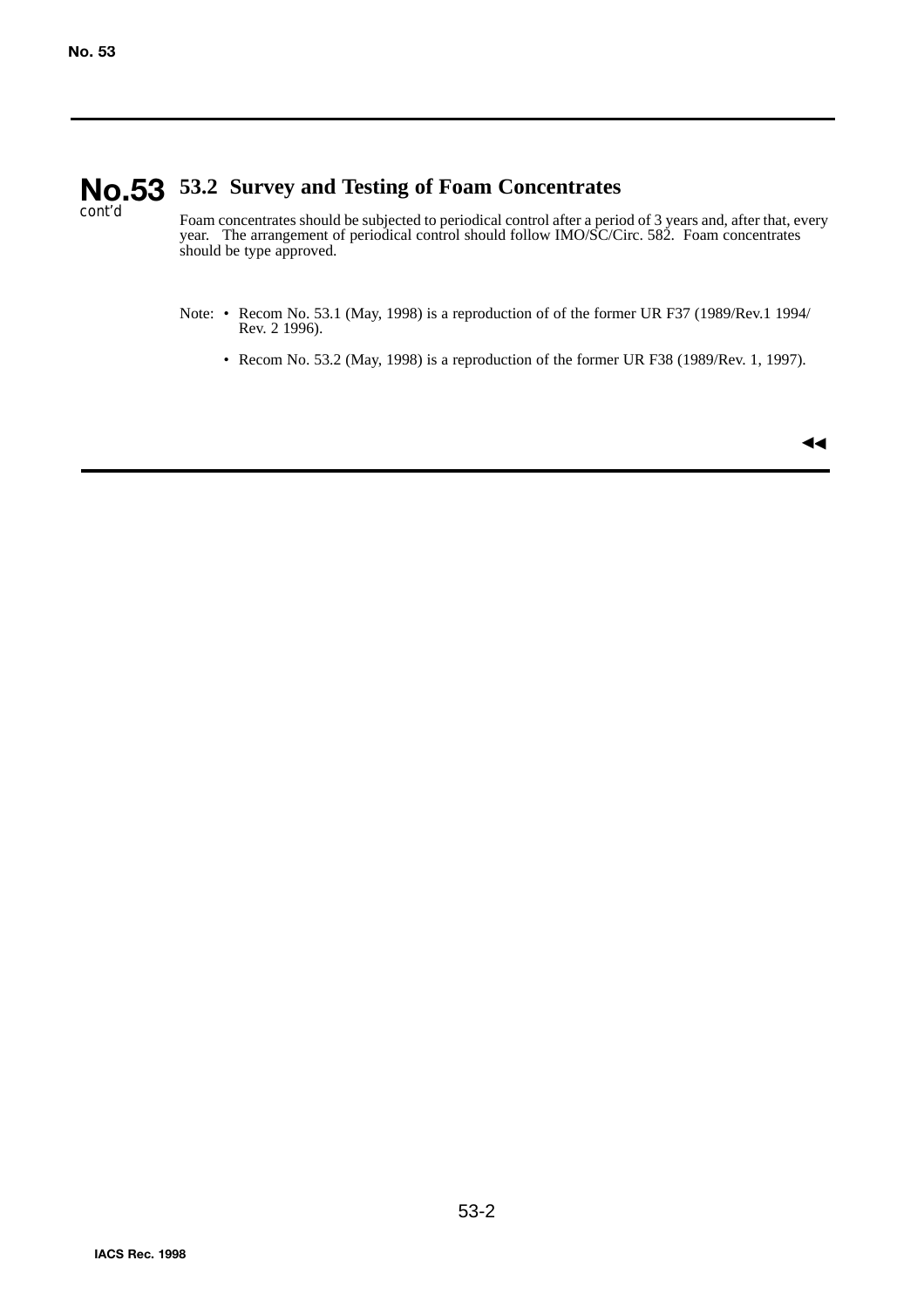## 53.2 Survey and Testing of Foam Concentrates

Foam concentrates should be subjected to periodical control after a period of 3 years and, after that, every year. The arrangement of periodical control should follow IMO/SC/Circ. 582. Foam concentrates should be type approved.

Note:
- Recom No. 53.1 (May, 1998) is a reproduction of of the former UR F37 (1989/Rev.1 1994/ Rev. 2 1996).
- Recom No. 53.2 (May, 1998) is a reproduction of the former UR F38 (1989/Rev. 1, 1997).